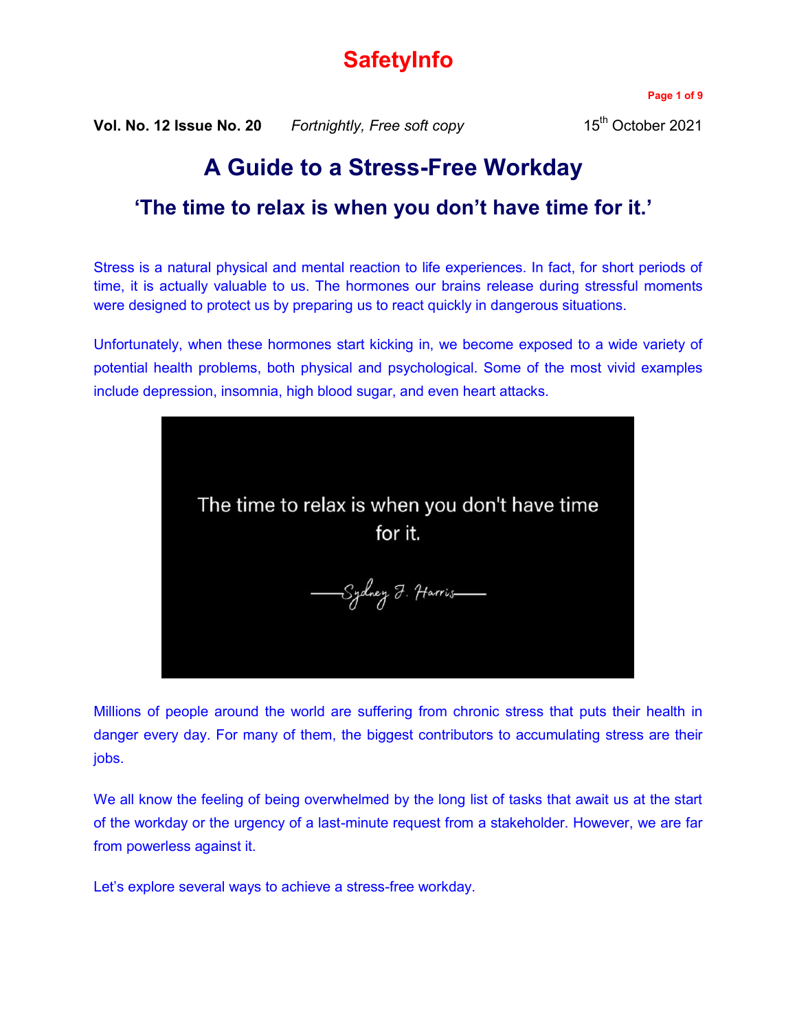# SafetyInfo

**Vol. No. 12 Issue No. 20** *Fortnightly, Free soft copy* 15th October 2021

## A Guide to a Stress-Free Workday

### 'The time to relax is when you don't have time for it.'

Stress is a natural physical and mental reaction to life experiences. In fact, for short periods of time, it is actually valuable to us. The hormones our brains release during stressful moments were designed to protect us by preparing us to react quickly in dangerous situations.

Unfortunately, when these hormones start kicking in, we become exposed to a wide variety of potential health problems, both physical and psychological. Some of the most vivid examples include depression, insomnia, high blood sugar, and even heart attacks.

The time to relax is when you don't have time for it.

—Sydney J. Harris—

Millions of people around the world are suffering from chronic stress that puts their health in danger every day. For many of them, the biggest contributors to accumulating stress are their jobs.

We all know the feeling of being overwhelmed by the long list of tasks that await us at the start of the workday or the urgency of a last-minute request from a stakeholder. However, we are far from powerless against it.

Let's explore several ways to achieve a stress-free workday.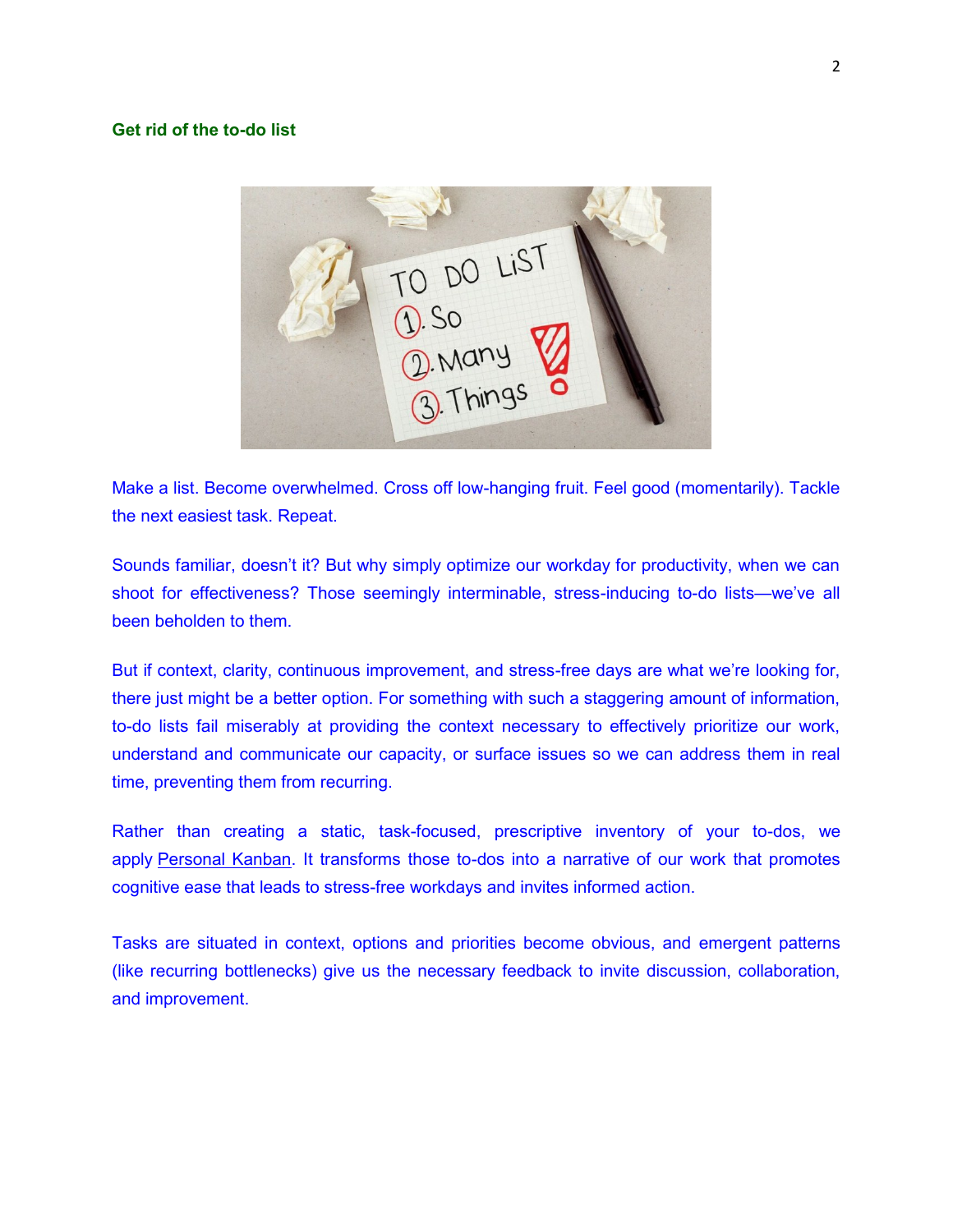## Get rid of the to-do list

Make a list. Become overwhelmed. Cross off low-hanging fruit. Feel good (momentarily). Tackle the next easiest task. Repeat.

Sounds familiar, doesn't it? But why simply optimize our workday for productivity, when we can shoot for effectiveness? Those seemingly interminable, stress-inducing to-do lists—we've all been beholden to them.

But if context, clarity, continuous improvement, and stress-free days are what we're looking for, there just might be a better option. For something with such a staggering amount of information, to-do lists fail miserably at providing the context necessary to effectively prioritize our work, understand and communicate our capacity, or surface issues so we can address them in real time, preventing them from recurring.

Rather than creating a static, task-focused, prescriptive inventory of your to-dos, we apply Personal Kanban. It transforms those to-dos into a narrative of our work that promotes cognitive ease that leads to stress-free workdays and invites informed action.

Tasks are situated in context, options and priorities become obvious, and emergent patterns (like recurring bottlenecks) give us the necessary feedback to invite discussion, collaboration, and improvement.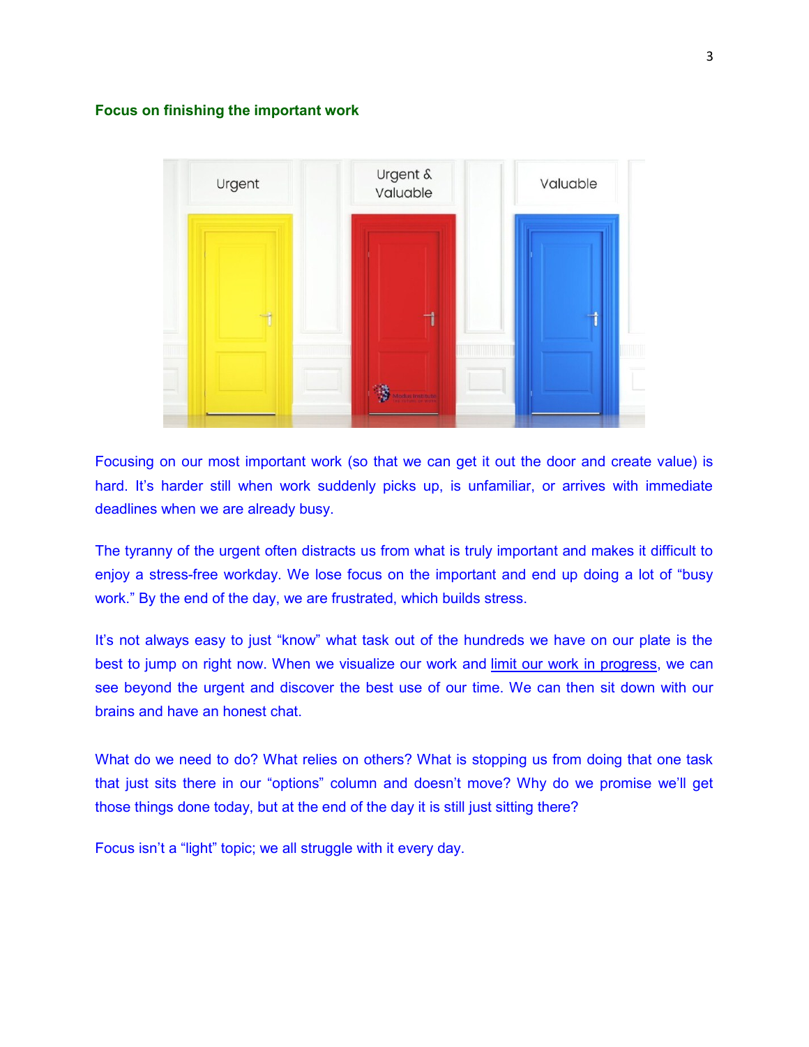## Focus on finishing the important work

Focusing on our most important work (so that we can get it out the door and create value) is hard. It's harder still when work suddenly picks up, is unfamiliar, or arrives with immediate deadlines when we are already busy.

The tyranny of the urgent often distracts us from what is truly important and makes it difficult to enjoy a stress-free workday. We lose focus on the important and end up doing a lot of "busy work." By the end of the day, we are frustrated, which builds stress.

It's not always easy to just "know" what task out of the hundreds we have on our plate is the best to jump on right now. When we visualize our work and limit our work in progress, we can see beyond the urgent and discover the best use of our time. We can then sit down with our brains and have an honest chat.

What do we need to do? What relies on others? What is stopping us from doing that one task that just sits there in our "options" column and doesn't move? Why do we promise we'll get those things done today, but at the end of the day it is still just sitting there?

Focus isn't a "light" topic; we all struggle with it every day.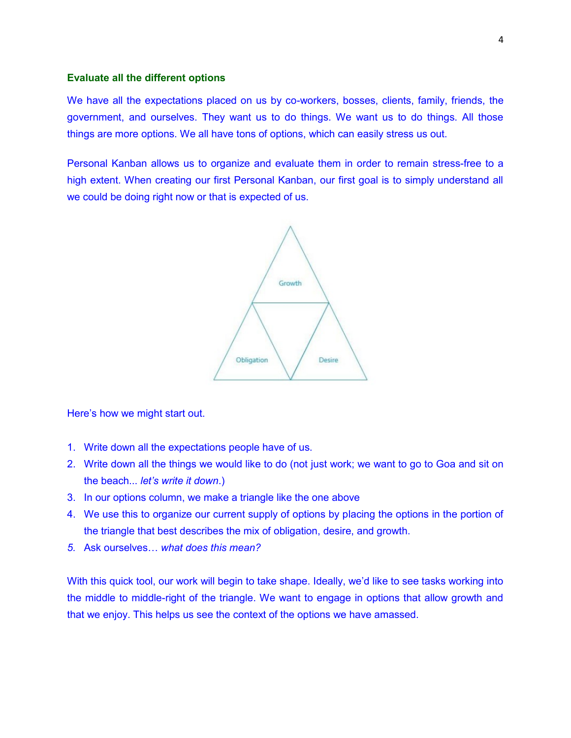### Evaluate all the different options

We have all the expectations placed on us by co-workers, bosses, clients, family, friends, the government, and ourselves. They want us to do things. We want us to do things. All those things are more options. We all have tons of options, which can easily stress us out.

Personal Kanban allows us to organize and evaluate them in order to remain stress-free to a high extent. When creating our first Personal Kanban, our first goal is to simply understand all we could be doing right now or that is expected of us.

Growth

Obligation

Desire

Here's how we might start out.

1. Write down all the expectations people have of us.
2. Write down all the things we would like to do (not just work; we want to go to Goa and sit on the beach... *let's write it down*.)
3. In our options column, we make a triangle like the one above
4. We use this to organize our current supply of options by placing the options in the portion of the triangle that best describes the mix of obligation, desire, and growth.
5. Ask ourselves… *what does this mean?*

With this quick tool, our work will begin to take shape. Ideally, we'd like to see tasks working into the middle to middle-right of the triangle. We want to engage in options that allow growth and that we enjoy. This helps us see the context of the options we have amassed.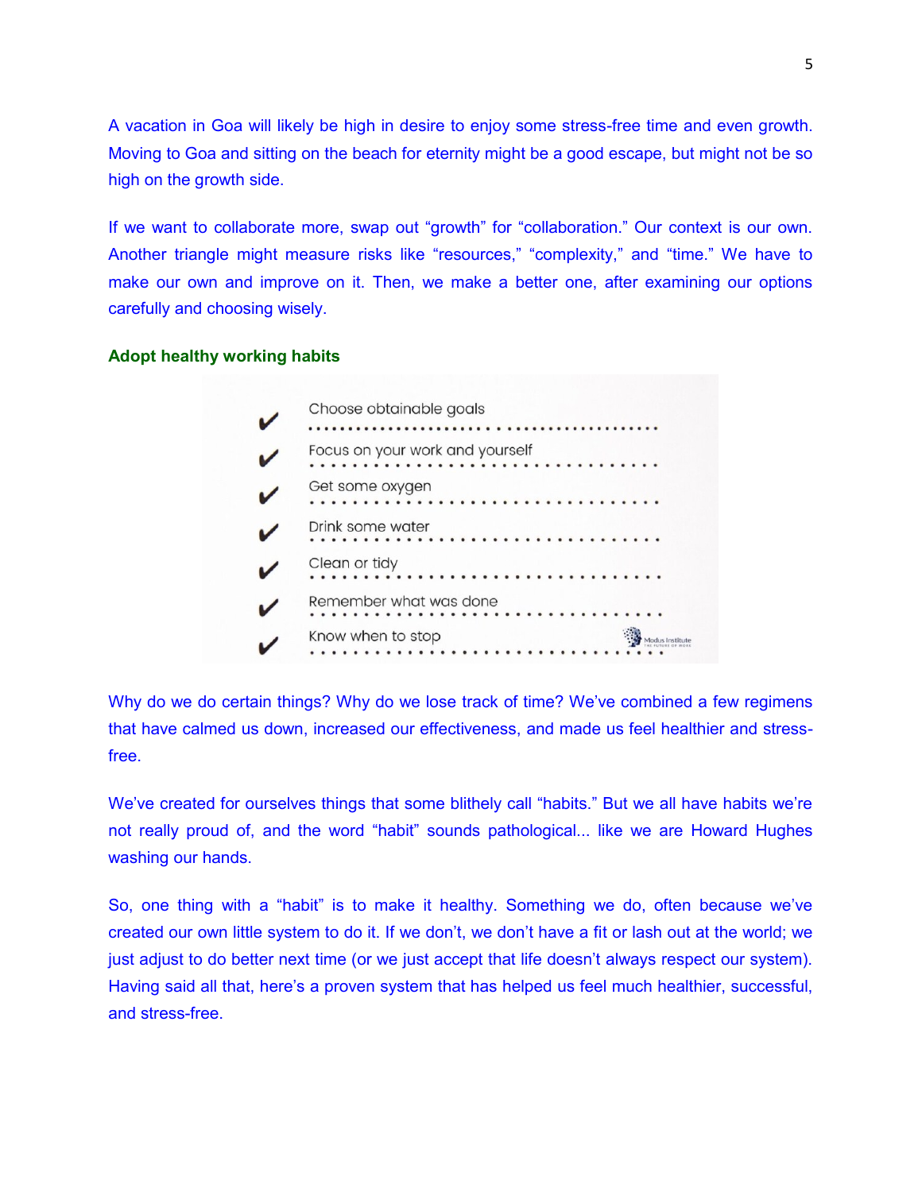A vacation in Goa will likely be high in desire to enjoy some stress-free time and even growth. Moving to Goa and sitting on the beach for eternity might be a good escape, but might not be so high on the growth side.

If we want to collaborate more, swap out "growth" for "collaboration." Our context is our own. Another triangle might measure risks like "resources," "complexity," and "time." We have to make our own and improve on it. Then, we make a better one, after examining our options carefully and choosing wisely.

### Adopt healthy working habits

- ✔ Choose obtainable goals
- ✔ Focus on your work and yourself
- ✔ Get some oxygen
- ✔ Drink some water
- ✔ Clean or tidy
- ✔ Remember what was done
- ✔ Know when to stop

Why do we do certain things? Why do we lose track of time? We've combined a few regimens that have calmed us down, increased our effectiveness, and made us feel healthier and stress-free.

We've created for ourselves things that some blithely call "habits." But we all have habits we're not really proud of, and the word "habit" sounds pathological... like we are Howard Hughes washing our hands.

So, one thing with a "habit" is to make it healthy. Something we do, often because we've created our own little system to do it. If we don't, we don't have a fit or lash out at the world; we just adjust to do better next time (or we just accept that life doesn't always respect our system). Having said all that, here's a proven system that has helped us feel much healthier, successful, and stress-free.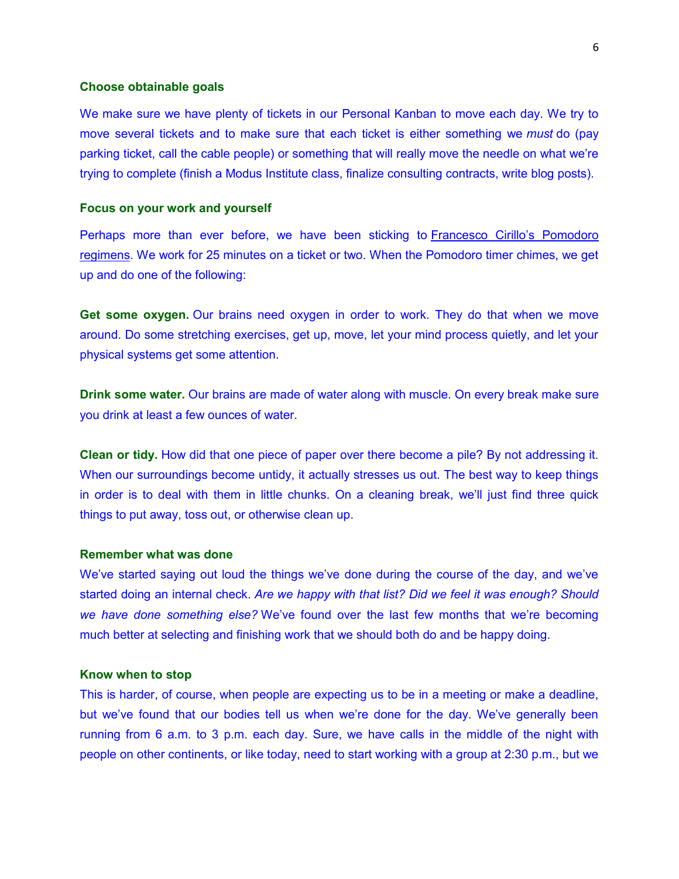**Choose obtainable goals**

We make sure we have plenty of tickets in our Personal Kanban to move each day. We try to move several tickets and to make sure that each ticket is either something we *must* do (pay parking ticket, call the cable people) or something that will really move the needle on what we're trying to complete (finish a Modus Institute class, finalize consulting contracts, write blog posts).

**Focus on your work and yourself**

Perhaps more than ever before, we have been sticking to Francesco Cirillo's Pomodoro regimens. We work for 25 minutes on a ticket or two. When the Pomodoro timer chimes, we get up and do one of the following:

**Get some oxygen.** Our brains need oxygen in order to work. They do that when we move around. Do some stretching exercises, get up, move, let your mind process quietly, and let your physical systems get some attention.

**Drink some water.** Our brains are made of water along with muscle. On every break make sure you drink at least a few ounces of water.

**Clean or tidy.** How did that one piece of paper over there become a pile? By not addressing it. When our surroundings become untidy, it actually stresses us out. The best way to keep things in order is to deal with them in little chunks. On a cleaning break, we'll just find three quick things to put away, toss out, or otherwise clean up.

**Remember what was done**

We've started saying out loud the things we've done during the course of the day, and we've started doing an internal check. *Are we happy with that list? Did we feel it was enough? Should we have done something else?* We've found over the last few months that we're becoming much better at selecting and finishing work that we should both do and be happy doing.

**Know when to stop**

This is harder, of course, when people are expecting us to be in a meeting or make a deadline, but we've found that our bodies tell us when we're done for the day. We've generally been running from 6 a.m. to 3 p.m. each day. Sure, we have calls in the middle of the night with people on other continents, or like today, need to start working with a group at 2:30 p.m., but we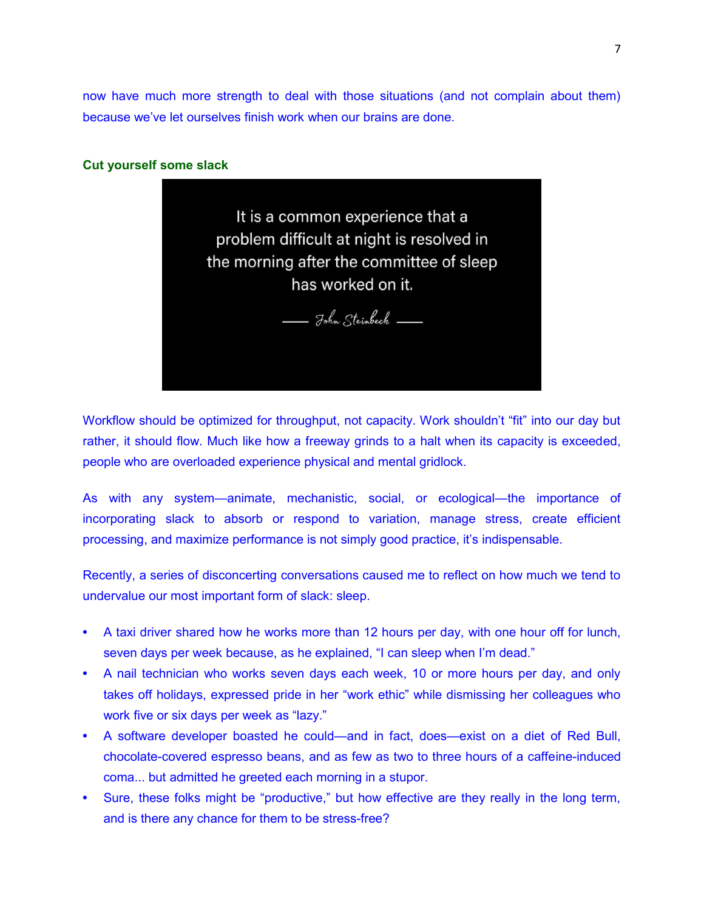now have much more strength to deal with those situations (and not complain about them) because we've let ourselves finish work when our brains are done.

### Cut yourself some slack

> It is a common experience that a problem difficult at night is resolved in the morning after the committee of sleep has worked on it.
>
> —— John Steinbeck ——

Workflow should be optimized for throughput, not capacity. Work shouldn't "fit" into our day but rather, it should flow. Much like how a freeway grinds to a halt when its capacity is exceeded, people who are overloaded experience physical and mental gridlock.

As with any system—animate, mechanistic, social, or ecological—the importance of incorporating slack to absorb or respond to variation, manage stress, create efficient processing, and maximize performance is not simply good practice, it's indispensable.

Recently, a series of disconcerting conversations caused me to reflect on how much we tend to undervalue our most important form of slack: sleep.

- A taxi driver shared how he works more than 12 hours per day, with one hour off for lunch, seven days per week because, as he explained, "I can sleep when I'm dead."
- A nail technician who works seven days each week, 10 or more hours per day, and only takes off holidays, expressed pride in her "work ethic" while dismissing her colleagues who work five or six days per week as "lazy."
- A software developer boasted he could—and in fact, does—exist on a diet of Red Bull, chocolate-covered espresso beans, and as few as two to three hours of a caffeine-induced coma... but admitted he greeted each morning in a stupor.
- Sure, these folks might be "productive," but how effective are they really in the long term, and is there any chance for them to be stress-free?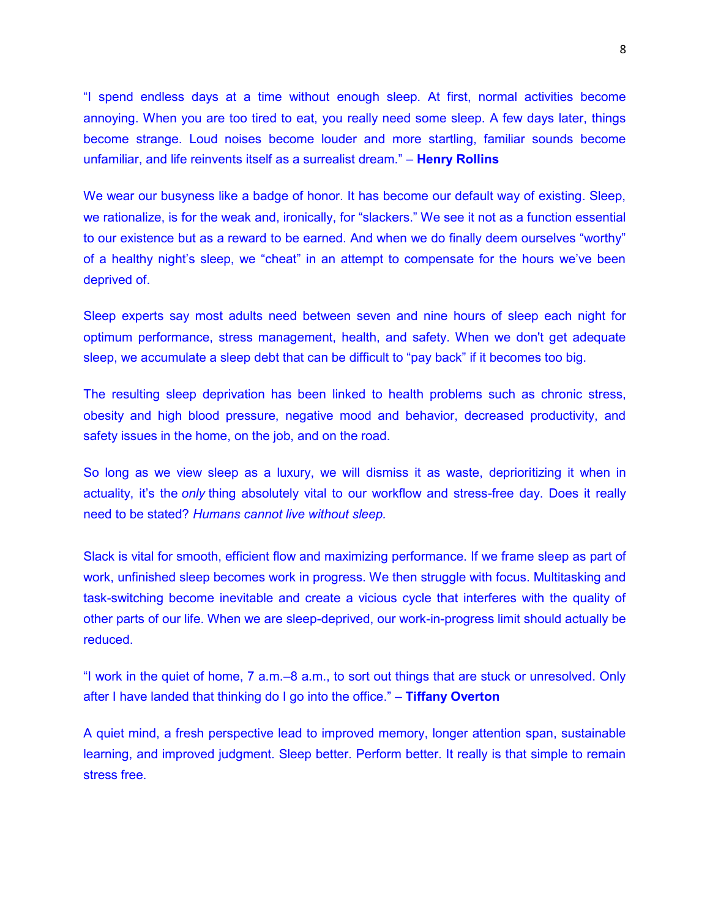"I spend endless days at a time without enough sleep. At first, normal activities become annoying. When you are too tired to eat, you really need some sleep. A few days later, things become strange. Loud noises become louder and more startling, familiar sounds become unfamiliar, and life reinvents itself as a surrealist dream." – **Henry Rollins**

We wear our busyness like a badge of honor. It has become our default way of existing. Sleep, we rationalize, is for the weak and, ironically, for "slackers." We see it not as a function essential to our existence but as a reward to be earned. And when we do finally deem ourselves "worthy" of a healthy night's sleep, we "cheat" in an attempt to compensate for the hours we've been deprived of.

Sleep experts say most adults need between seven and nine hours of sleep each night for optimum performance, stress management, health, and safety. When we don't get adequate sleep, we accumulate a sleep debt that can be difficult to "pay back" if it becomes too big.

The resulting sleep deprivation has been linked to health problems such as chronic stress, obesity and high blood pressure, negative mood and behavior, decreased productivity, and safety issues in the home, on the job, and on the road.

So long as we view sleep as a luxury, we will dismiss it as waste, deprioritizing it when in actuality, it's the *only* thing absolutely vital to our workflow and stress-free day. Does it really need to be stated? *Humans cannot live without sleep.*

Slack is vital for smooth, efficient flow and maximizing performance. If we frame sleep as part of work, unfinished sleep becomes work in progress. We then struggle with focus. Multitasking and task-switching become inevitable and create a vicious cycle that interferes with the quality of other parts of our life. When we are sleep-deprived, our work-in-progress limit should actually be reduced.

"I work in the quiet of home, 7 a.m.–8 a.m., to sort out things that are stuck or unresolved. Only after I have landed that thinking do I go into the office." – **Tiffany Overton**

A quiet mind, a fresh perspective lead to improved memory, longer attention span, sustainable learning, and improved judgment. Sleep better. Perform better. It really is that simple to remain stress free.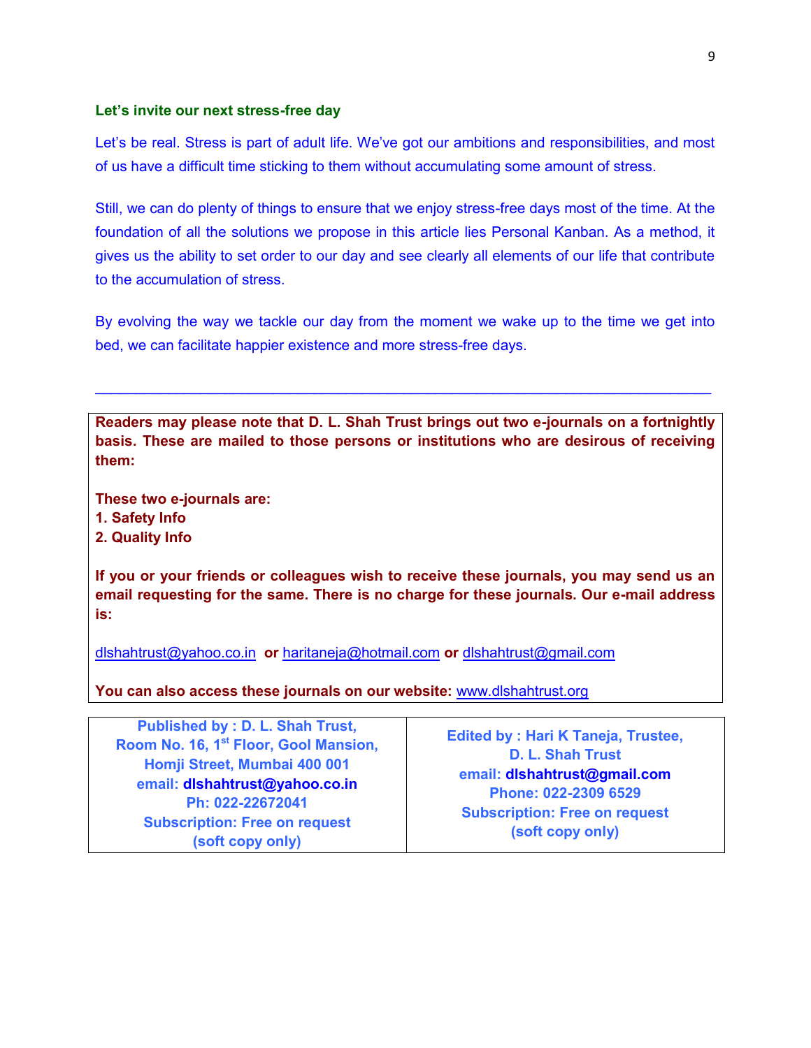### Let's invite our next stress-free day

Let's be real. Stress is part of adult life. We've got our ambitions and responsibilities, and most of us have a difficult time sticking to them without accumulating some amount of stress.

Still, we can do plenty of things to ensure that we enjoy stress-free days most of the time. At the foundation of all the solutions we propose in this article lies Personal Kanban. As a method, it gives us the ability to set order to our day and see clearly all elements of our life that contribute to the accumulation of stress.

By evolving the way we tackle our day from the moment we wake up to the time we get into bed, we can facilitate happier existence and more stress-free days.

---

**Readers may please note that D. L. Shah Trust brings out two e-journals on a fortnightly basis. These are mailed to those persons or institutions who are desirous of receiving them:**

**These two e-journals are:**
**1. Safety Info**
**2. Quality Info**

**If you or your friends or colleagues wish to receive these journals, you may send us an email requesting for the same. There is no charge for these journals. Our e-mail address is:**

dlshahtrust@yahoo.co.in **or** haritaneja@hotmail.com **or** dlshahtrust@gmail.com

**You can also access these journals on our website:** www.dlshahtrust.org

| | |
|---|---|
| **Published by : D. L. Shah Trust, Room No. 16, 1st Floor, Gool Mansion, Homji Street, Mumbai 400 001 email: dlshahtrust@yahoo.co.in Ph: 022-22672041 Subscription: Free on request (soft copy only)** | **Edited by : Hari K Taneja, Trustee, D. L. Shah Trust email: dlshahtrust@gmail.com Phone: 022-2309 6529 Subscription: Free on request (soft copy only)** |